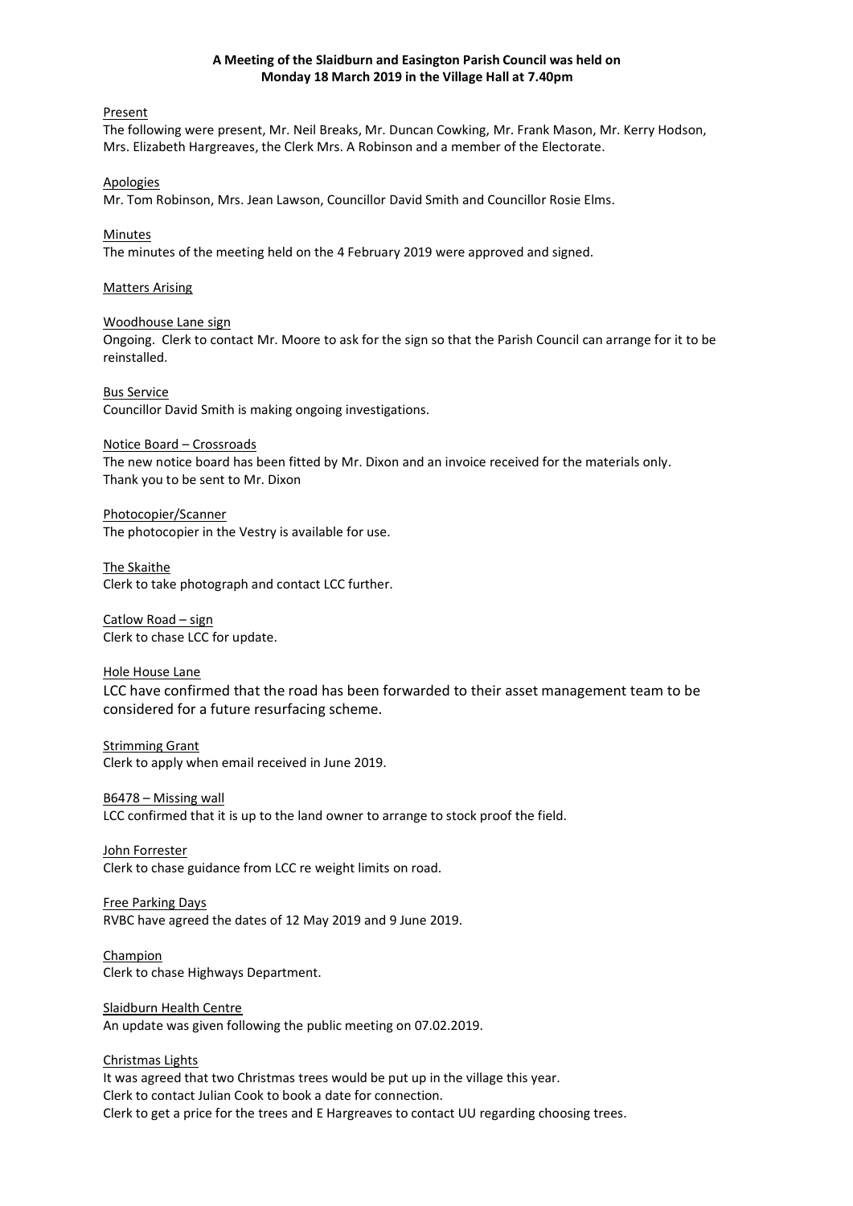**A Meeting of the Slaidburn and Easington Parish Council was held on Monday 18 March 2019 in the Village Hall at 7.40pm**

Present

The following were present, Mr. Neil Breaks, Mr. Duncan Cowking, Mr. Frank Mason, Mr. Kerry Hodson, Mrs. Elizabeth Hargreaves, the Clerk Mrs. A Robinson and a member of the Electorate.

Apologies

Mr. Tom Robinson, Mrs. Jean Lawson, Councillor David Smith and Councillor Rosie Elms.

Minutes

The minutes of the meeting held on the 4 February 2019 were approved and signed.

Matters Arising

Woodhouse Lane sign

Ongoing. Clerk to contact Mr. Moore to ask for the sign so that the Parish Council can arrange for it to be reinstalled.

Bus Service

Councillor David Smith is making ongoing investigations.

Notice Board – Crossroads

The new notice board has been fitted by Mr. Dixon and an invoice received for the materials only. Thank you to be sent to Mr. Dixon

Photocopier/Scanner

The photocopier in the Vestry is available for use.

The Skaithe

Clerk to take photograph and contact LCC further.

Catlow Road – sign

Clerk to chase LCC for update.

Hole House Lane

LCC have confirmed that the road has been forwarded to their asset management team to be considered for a future resurfacing scheme.

Strimming Grant

Clerk to apply when email received in June 2019.

B6478 – Missing wall

LCC confirmed that it is up to the land owner to arrange to stock proof the field.

John Forrester

Clerk to chase guidance from LCC re weight limits on road.

Free Parking Days

RVBC have agreed the dates of 12 May 2019 and 9 June 2019.

Champion

Clerk to chase Highways Department.

Slaidburn Health Centre

An update was given following the public meeting on 07.02.2019.

Christmas Lights

It was agreed that two Christmas trees would be put up in the village this year.
Clerk to contact Julian Cook to book a date for connection.
Clerk to get a price for the trees and E Hargreaves to contact UU regarding choosing trees.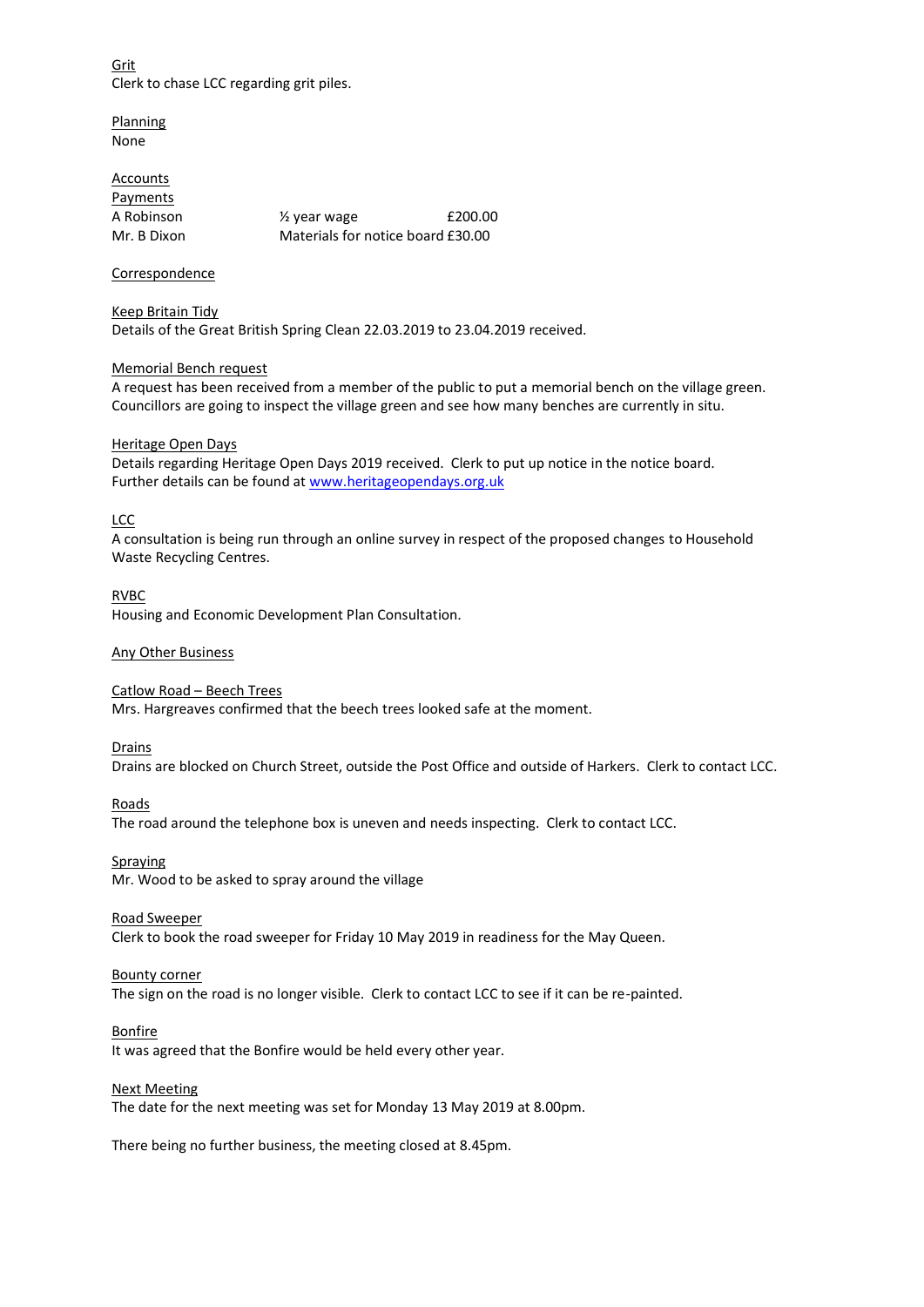Grit
Clerk to chase LCC regarding grit piles.

Planning
None

Accounts
Payments

| | | |
|---|---|---|
| A Robinson | ½ year wage | £200.00 |
| Mr. B Dixon | Materials for notice board | £30.00 |

Correspondence

Keep Britain Tidy
Details of the Great British Spring Clean 22.03.2019 to 23.04.2019 received.

Memorial Bench request
A request has been received from a member of the public to put a memorial bench on the village green. Councillors are going to inspect the village green and see how many benches are currently in situ.

Heritage Open Days
Details regarding Heritage Open Days 2019 received. Clerk to put up notice in the notice board. Further details can be found at www.heritageopendays.org.uk

LCC
A consultation is being run through an online survey in respect of the proposed changes to Household Waste Recycling Centres.

RVBC
Housing and Economic Development Plan Consultation.

Any Other Business

Catlow Road – Beech Trees
Mrs. Hargreaves confirmed that the beech trees looked safe at the moment.

Drains
Drains are blocked on Church Street, outside the Post Office and outside of Harkers. Clerk to contact LCC.

Roads
The road around the telephone box is uneven and needs inspecting. Clerk to contact LCC.

Spraying
Mr. Wood to be asked to spray around the village

Road Sweeper
Clerk to book the road sweeper for Friday 10 May 2019 in readiness for the May Queen.

Bounty corner
The sign on the road is no longer visible. Clerk to contact LCC to see if it can be re-painted.

Bonfire
It was agreed that the Bonfire would be held every other year.

Next Meeting
The date for the next meeting was set for Monday 13 May 2019 at 8.00pm.

There being no further business, the meeting closed at 8.45pm.